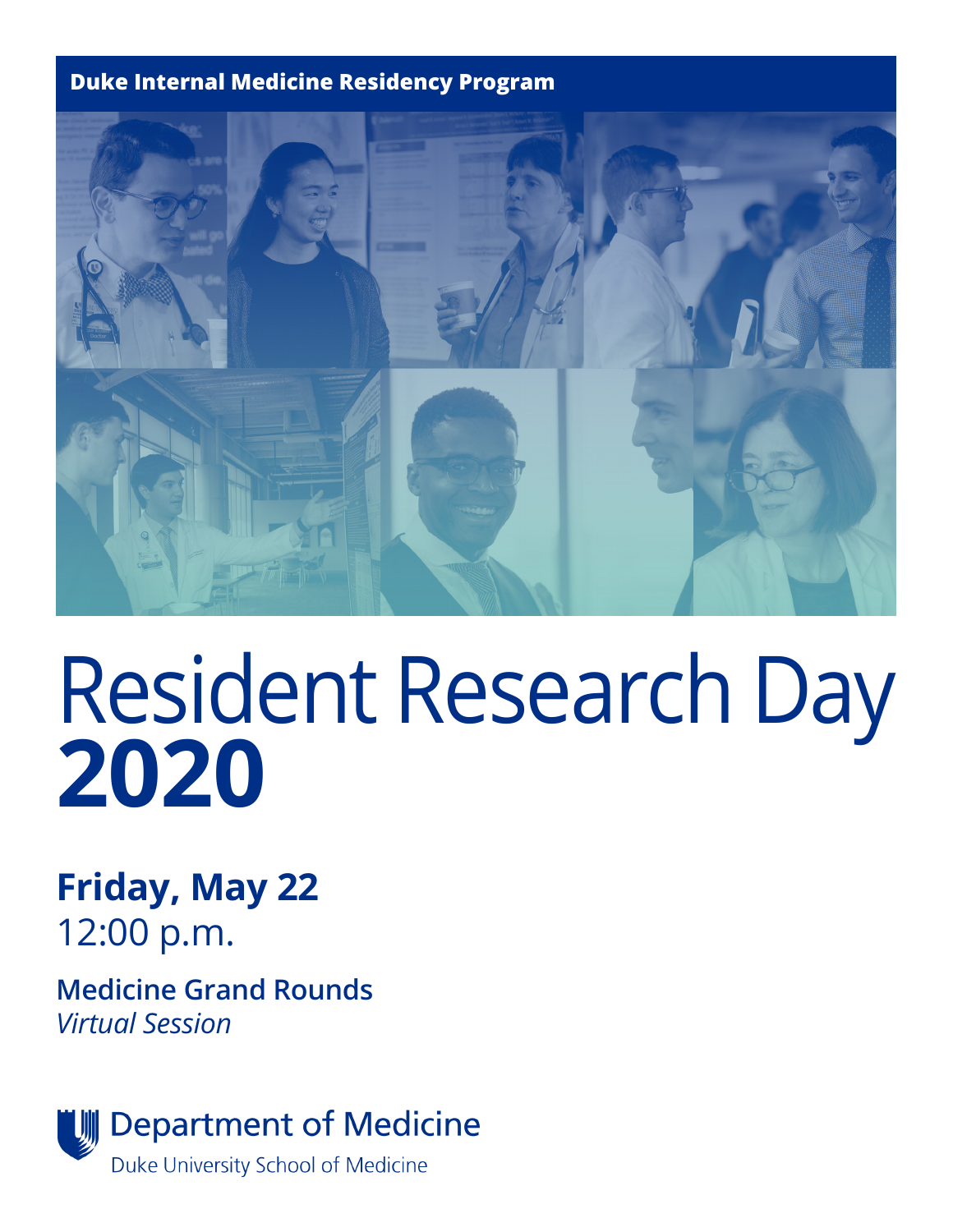**Duke Internal Medicine Residency Program**

# Resident Research Day **2020**

## Friday, May 22

12:00 p.m.

**Medicine Grand Rounds**

*Virtual Session*

Department of Medicine

Duke University School of Medicine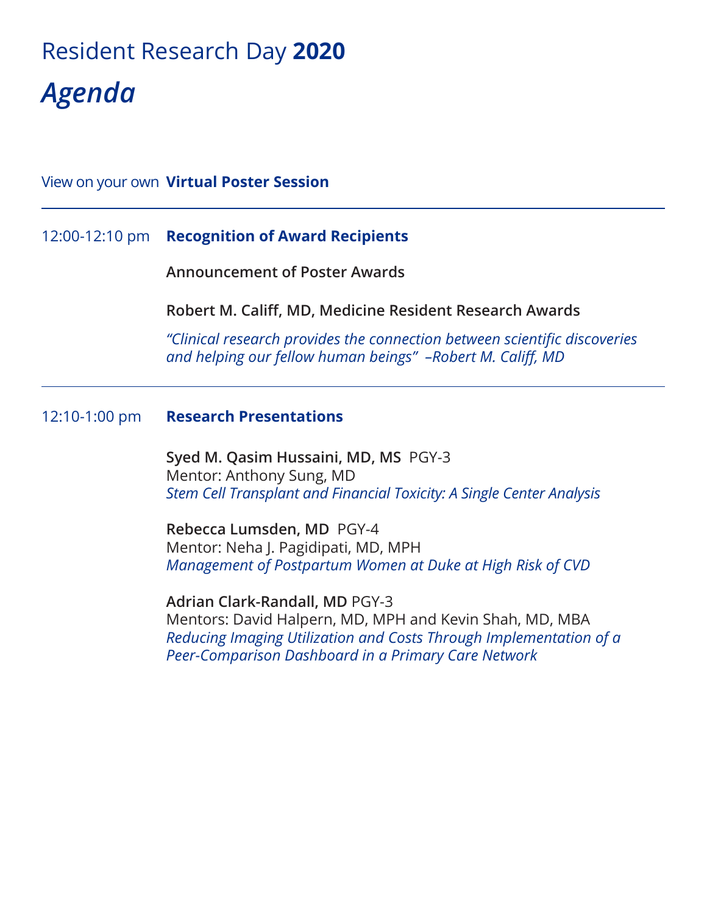# Resident Research Day **2020**

## *Agenda*

View on your own **Virtual Poster Session**

---

12:00-12:10 pm **Recognition of Award Recipients**

**Announcement of Poster Awards**

**Robert M. Califf, MD, Medicine Resident Research Awards**

*"Clinical research provides the connection between scientific discoveries and helping our fellow human beings" –Robert M. Califf, MD*

---

12:10-1:00 pm **Research Presentations**

**Syed M. Qasim Hussaini, MD, MS** PGY-3
Mentor: Anthony Sung, MD
*Stem Cell Transplant and Financial Toxicity: A Single Center Analysis*

**Rebecca Lumsden, MD** PGY-4
Mentor: Neha J. Pagidipati, MD, MPH
*Management of Postpartum Women at Duke at High Risk of CVD*

**Adrian Clark-Randall, MD** PGY-3
Mentors: David Halpern, MD, MPH and Kevin Shah, MD, MBA
*Reducing Imaging Utilization and Costs Through Implementation of a Peer-Comparison Dashboard in a Primary Care Network*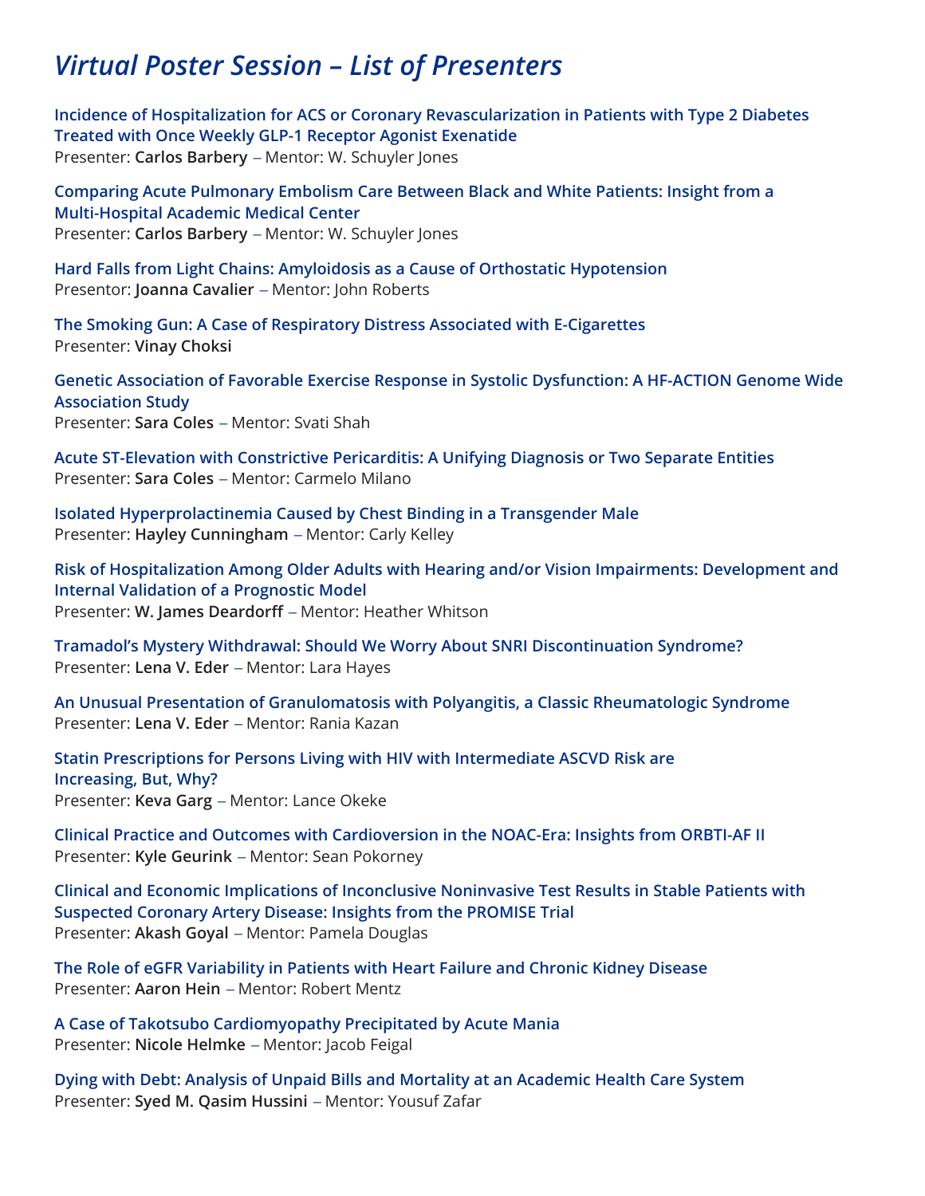# *Virtual Poster Session – List of Presenters*

**Incidence of Hospitalization for ACS or Coronary Revascularization in Patients with Type 2 Diabetes Treated with Once Weekly GLP-1 Receptor Agonist Exenatide**
Presenter: **Carlos Barbery** – Mentor: W. Schuyler Jones

**Comparing Acute Pulmonary Embolism Care Between Black and White Patients: Insight from a Multi-Hospital Academic Medical Center**
Presenter: **Carlos Barbery** – Mentor: W. Schuyler Jones

**Hard Falls from Light Chains: Amyloidosis as a Cause of Orthostatic Hypotension**
Presentor: **Joanna Cavalier** – Mentor: John Roberts

**The Smoking Gun: A Case of Respiratory Distress Associated with E-Cigarettes**
Presenter: **Vinay Choksi**

**Genetic Association of Favorable Exercise Response in Systolic Dysfunction: A HF-ACTION Genome Wide Association Study**
Presenter: **Sara Coles** – Mentor: Svati Shah

**Acute ST-Elevation with Constrictive Pericarditis: A Unifying Diagnosis or Two Separate Entities**
Presenter: **Sara Coles** – Mentor: Carmelo Milano

**Isolated Hyperprolactinemia Caused by Chest Binding in a Transgender Male**
Presenter: **Hayley Cunningham** – Mentor: Carly Kelley

**Risk of Hospitalization Among Older Adults with Hearing and/or Vision Impairments: Development and Internal Validation of a Prognostic Model**
Presenter: **W. James Deardorff** – Mentor: Heather Whitson

**Tramadol's Mystery Withdrawal: Should We Worry About SNRI Discontinuation Syndrome?**
Presenter: **Lena V. Eder** – Mentor: Lara Hayes

**An Unusual Presentation of Granulomatosis with Polyangitis, a Classic Rheumatologic Syndrome**
Presenter: **Lena V. Eder** – Mentor: Rania Kazan

**Statin Prescriptions for Persons Living with HIV with Intermediate ASCVD Risk are Increasing, But, Why?**
Presenter: **Keva Garg** – Mentor: Lance Okeke

**Clinical Practice and Outcomes with Cardioversion in the NOAC-Era: Insights from ORBTI-AF II**
Presenter: **Kyle Geurink** – Mentor: Sean Pokorney

**Clinical and Economic Implications of Inconclusive Noninvasive Test Results in Stable Patients with Suspected Coronary Artery Disease: Insights from the PROMISE Trial**
Presenter: **Akash Goyal** – Mentor: Pamela Douglas

**The Role of eGFR Variability in Patients with Heart Failure and Chronic Kidney Disease**
Presenter: **Aaron Hein** – Mentor: Robert Mentz

**A Case of Takotsubo Cardiomyopathy Precipitated by Acute Mania**
Presenter: **Nicole Helmke** – Mentor: Jacob Feigal

**Dying with Debt: Analysis of Unpaid Bills and Mortality at an Academic Health Care System**
Presenter: **Syed M. Qasim Hussini** – Mentor: Yousuf Zafar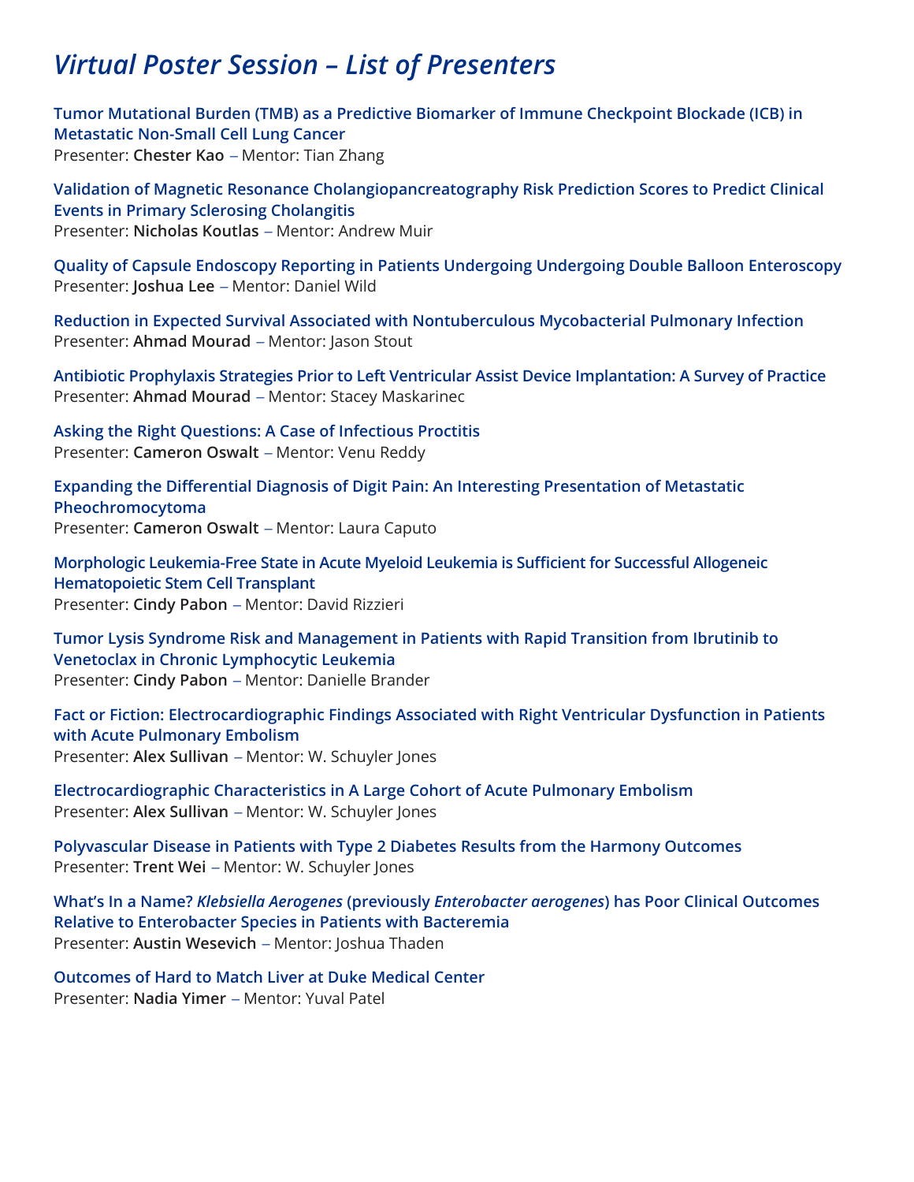# *Virtual Poster Session – List of Presenters*

**Tumor Mutational Burden (TMB) as a Predictive Biomarker of Immune Checkpoint Blockade (ICB) in Metastatic Non-Small Cell Lung Cancer**
Presenter: **Chester Kao** – Mentor: Tian Zhang

**Validation of Magnetic Resonance Cholangiopancreatography Risk Prediction Scores to Predict Clinical Events in Primary Sclerosing Cholangitis**
Presenter: **Nicholas Koutlas** – Mentor: Andrew Muir

**Quality of Capsule Endoscopy Reporting in Patients Undergoing Undergoing Double Balloon Enteroscopy**
Presenter: **Joshua Lee** – Mentor: Daniel Wild

**Reduction in Expected Survival Associated with Nontuberculous Mycobacterial Pulmonary Infection**
Presenter: **Ahmad Mourad** – Mentor: Jason Stout

**Antibiotic Prophylaxis Strategies Prior to Left Ventricular Assist Device Implantation: A Survey of Practice**
Presenter: **Ahmad Mourad** – Mentor: Stacey Maskarinec

**Asking the Right Questions: A Case of Infectious Proctitis**
Presenter: **Cameron Oswalt** – Mentor: Venu Reddy

**Expanding the Differential Diagnosis of Digit Pain: An Interesting Presentation of Metastatic Pheochromocytoma**
Presenter: **Cameron Oswalt** – Mentor: Laura Caputo

**Morphologic Leukemia-Free State in Acute Myeloid Leukemia is Sufficient for Successful Allogeneic Hematopoietic Stem Cell Transplant**
Presenter: **Cindy Pabon** – Mentor: David Rizzieri

**Tumor Lysis Syndrome Risk and Management in Patients with Rapid Transition from Ibrutinib to Venetoclax in Chronic Lymphocytic Leukemia**
Presenter: **Cindy Pabon** – Mentor: Danielle Brander

**Fact or Fiction: Electrocardiographic Findings Associated with Right Ventricular Dysfunction in Patients with Acute Pulmonary Embolism**
Presenter: **Alex Sullivan** – Mentor: W. Schuyler Jones

**Electrocardiographic Characteristics in A Large Cohort of Acute Pulmonary Embolism**
Presenter: **Alex Sullivan** – Mentor: W. Schuyler Jones

**Polyvascular Disease in Patients with Type 2 Diabetes Results from the Harmony Outcomes**
Presenter: **Trent Wei** – Mentor: W. Schuyler Jones

**What's In a Name? *Klebsiella Aerogenes* (previously *Enterobacter aerogenes*) has Poor Clinical Outcomes Relative to Enterobacter Species in Patients with Bacteremia**
Presenter: **Austin Wesevich** – Mentor: Joshua Thaden

**Outcomes of Hard to Match Liver at Duke Medical Center**
Presenter: **Nadia Yimer** – Mentor: Yuval Patel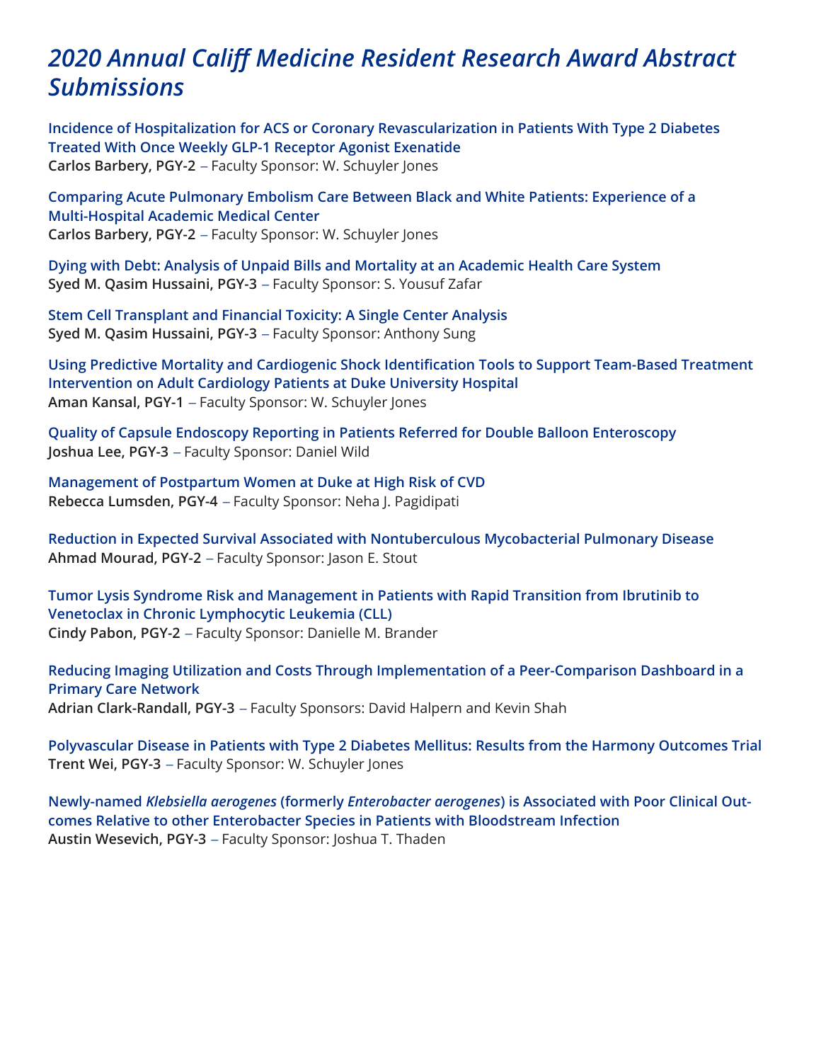# *2020 Annual Califf Medicine Resident Research Award Abstract Submissions*

**Incidence of Hospitalization for ACS or Coronary Revascularization in Patients With Type 2 Diabetes Treated With Once Weekly GLP-1 Receptor Agonist Exenatide**
**Carlos Barbery, PGY-2** – Faculty Sponsor: W. Schuyler Jones

**Comparing Acute Pulmonary Embolism Care Between Black and White Patients: Experience of a Multi-Hospital Academic Medical Center**
**Carlos Barbery, PGY-2** – Faculty Sponsor: W. Schuyler Jones

**Dying with Debt: Analysis of Unpaid Bills and Mortality at an Academic Health Care System**
**Syed M. Qasim Hussaini, PGY-3** – Faculty Sponsor: S. Yousuf Zafar

**Stem Cell Transplant and Financial Toxicity: A Single Center Analysis**
**Syed M. Qasim Hussaini, PGY-3** – Faculty Sponsor: Anthony Sung

**Using Predictive Mortality and Cardiogenic Shock Identification Tools to Support Team-Based Treatment Intervention on Adult Cardiology Patients at Duke University Hospital**
**Aman Kansal, PGY-1** – Faculty Sponsor: W. Schuyler Jones

**Quality of Capsule Endoscopy Reporting in Patients Referred for Double Balloon Enteroscopy**
**Joshua Lee, PGY-3** – Faculty Sponsor: Daniel Wild

**Management of Postpartum Women at Duke at High Risk of CVD**
**Rebecca Lumsden, PGY-4** – Faculty Sponsor: Neha J. Pagidipati

**Reduction in Expected Survival Associated with Nontuberculous Mycobacterial Pulmonary Disease**
**Ahmad Mourad, PGY-2** – Faculty Sponsor: Jason E. Stout

**Tumor Lysis Syndrome Risk and Management in Patients with Rapid Transition from Ibrutinib to Venetoclax in Chronic Lymphocytic Leukemia (CLL)**
**Cindy Pabon, PGY-2** – Faculty Sponsor: Danielle M. Brander

**Reducing Imaging Utilization and Costs Through Implementation of a Peer-Comparison Dashboard in a Primary Care Network**
**Adrian Clark-Randall, PGY-3** – Faculty Sponsors: David Halpern and Kevin Shah

**Polyvascular Disease in Patients with Type 2 Diabetes Mellitus: Results from the Harmony Outcomes Trial**
**Trent Wei, PGY-3** – Faculty Sponsor: W. Schuyler Jones

**Newly-named *Klebsiella aerogenes* (formerly *Enterobacter aerogenes*) is Associated with Poor Clinical Outcomes Relative to other Enterobacter Species in Patients with Bloodstream Infection**
**Austin Wesevich, PGY-3** – Faculty Sponsor: Joshua T. Thaden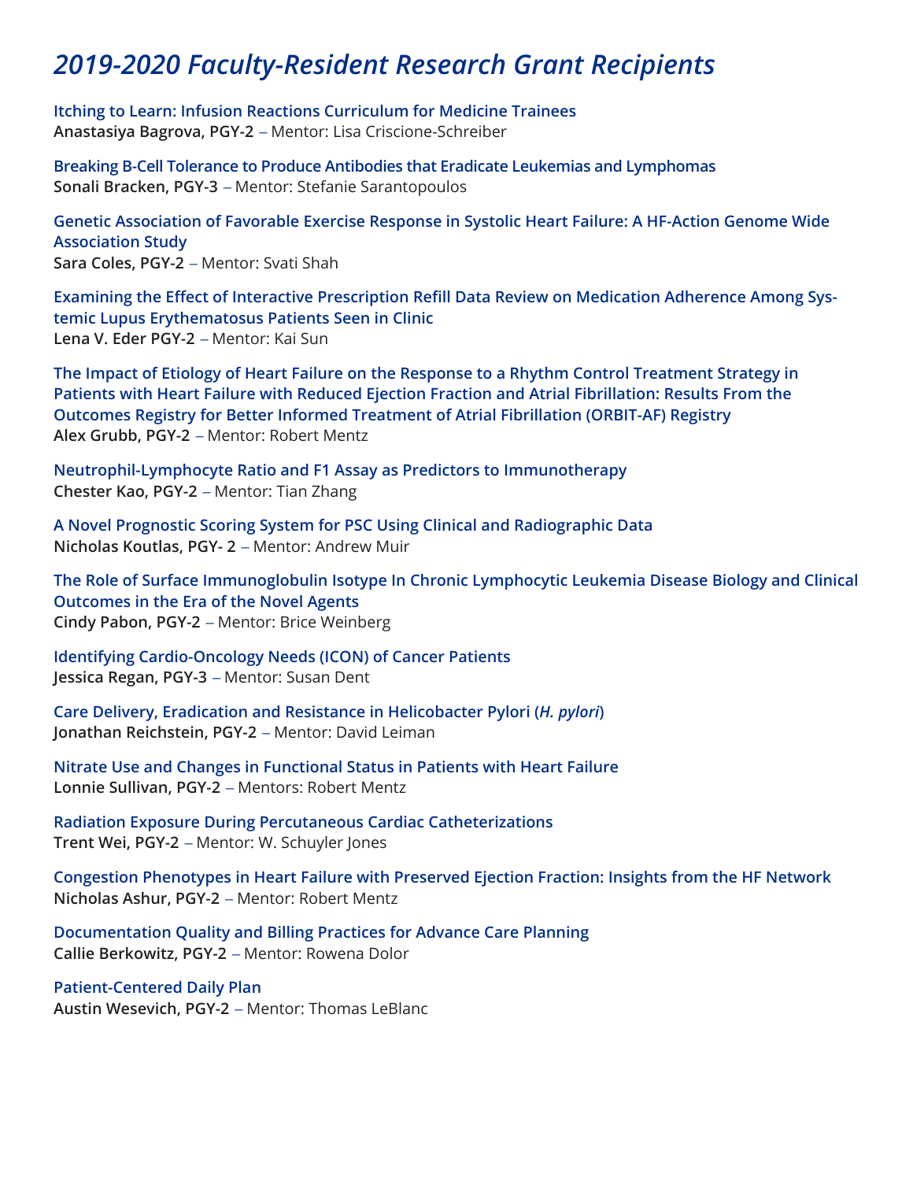# *2019-2020 Faculty-Resident Research Grant Recipients*

**Itching to Learn: Infusion Reactions Curriculum for Medicine Trainees**
**Anastasiya Bagrova, PGY-2** – Mentor: Lisa Criscione-Schreiber

**Breaking B-Cell Tolerance to Produce Antibodies that Eradicate Leukemias and Lymphomas**
**Sonali Bracken, PGY-3** – Mentor: Stefanie Sarantopoulos

**Genetic Association of Favorable Exercise Response in Systolic Heart Failure: A HF-Action Genome Wide Association Study**
**Sara Coles, PGY-2** – Mentor: Svati Shah

**Examining the Effect of Interactive Prescription Refill Data Review on Medication Adherence Among Systemic Lupus Erythematosus Patients Seen in Clinic**
**Lena V. Eder PGY-2** – Mentor: Kai Sun

**The Impact of Etiology of Heart Failure on the Response to a Rhythm Control Treatment Strategy in Patients with Heart Failure with Reduced Ejection Fraction and Atrial Fibrillation: Results From the Outcomes Registry for Better Informed Treatment of Atrial Fibrillation (ORBIT-AF) Registry**
**Alex Grubb, PGY-2** – Mentor: Robert Mentz

**Neutrophil-Lymphocyte Ratio and F1 Assay as Predictors to Immunotherapy**
**Chester Kao, PGY-2** – Mentor: Tian Zhang

**A Novel Prognostic Scoring System for PSC Using Clinical and Radiographic Data**
**Nicholas Koutlas, PGY- 2** – Mentor: Andrew Muir

**The Role of Surface Immunoglobulin Isotype In Chronic Lymphocytic Leukemia Disease Biology and Clinical Outcomes in the Era of the Novel Agents**
**Cindy Pabon, PGY-2** – Mentor: Brice Weinberg

**Identifying Cardio-Oncology Needs (ICON) of Cancer Patients**
**Jessica Regan, PGY-3** – Mentor: Susan Dent

**Care Delivery, Eradication and Resistance in Helicobacter Pylori (*H. pylori*)**
**Jonathan Reichstein, PGY-2** – Mentor: David Leiman

**Nitrate Use and Changes in Functional Status in Patients with Heart Failure**
**Lonnie Sullivan, PGY-2** – Mentors: Robert Mentz

**Radiation Exposure During Percutaneous Cardiac Catheterizations**
**Trent Wei, PGY-2** – Mentor: W. Schuyler Jones

**Congestion Phenotypes in Heart Failure with Preserved Ejection Fraction: Insights from the HF Network**
**Nicholas Ashur, PGY-2** – Mentor: Robert Mentz

**Documentation Quality and Billing Practices for Advance Care Planning**
**Callie Berkowitz, PGY-2** – Mentor: Rowena Dolor

**Patient-Centered Daily Plan**
**Austin Wesevich, PGY-2** – Mentor: Thomas LeBlanc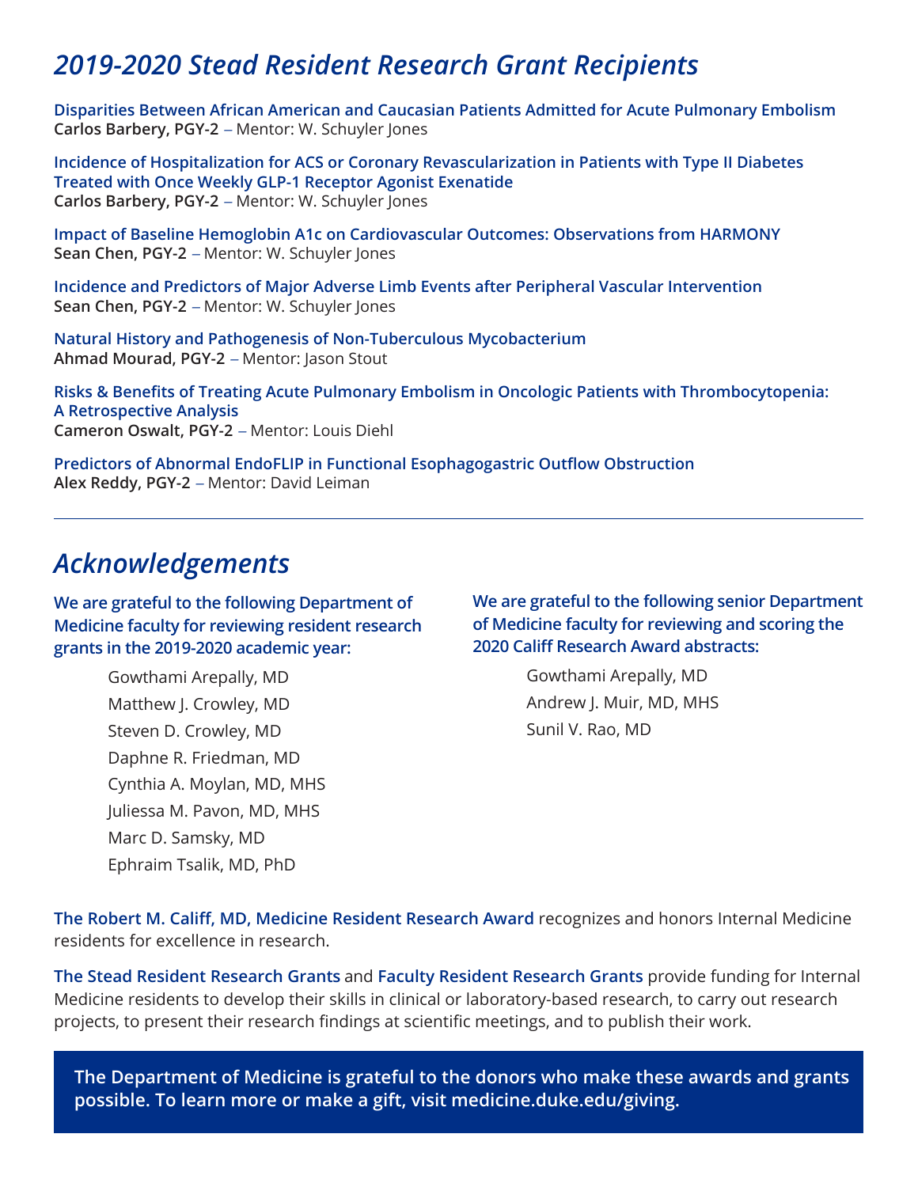## *2019-2020 Stead Resident Research Grant Recipients*

**Disparities Between African American and Caucasian Patients Admitted for Acute Pulmonary Embolism**
**Carlos Barbery, PGY-2** – Mentor: W. Schuyler Jones

**Incidence of Hospitalization for ACS or Coronary Revascularization in Patients with Type II Diabetes Treated with Once Weekly GLP-1 Receptor Agonist Exenatide**
**Carlos Barbery, PGY-2** – Mentor: W. Schuyler Jones

**Impact of Baseline Hemoglobin A1c on Cardiovascular Outcomes: Observations from HARMONY**
**Sean Chen, PGY-2** – Mentor: W. Schuyler Jones

**Incidence and Predictors of Major Adverse Limb Events after Peripheral Vascular Intervention**
**Sean Chen, PGY-2** – Mentor: W. Schuyler Jones

**Natural History and Pathogenesis of Non-Tuberculous Mycobacterium**
**Ahmad Mourad, PGY-2** – Mentor: Jason Stout

**Risks & Benefits of Treating Acute Pulmonary Embolism in Oncologic Patients with Thrombocytopenia: A Retrospective Analysis**
**Cameron Oswalt, PGY-2** – Mentor: Louis Diehl

**Predictors of Abnormal EndoFLIP in Functional Esophagogastric Outflow Obstruction**
**Alex Reddy, PGY-2** – Mentor: David Leiman

---

## *Acknowledgements*

**We are grateful to the following Department of Medicine faculty for reviewing resident research grants in the 2019-2020 academic year:**

Gowthami Arepally, MD
Matthew J. Crowley, MD
Steven D. Crowley, MD
Daphne R. Friedman, MD
Cynthia A. Moylan, MD, MHS
Juliessa M. Pavon, MD, MHS
Marc D. Samsky, MD
Ephraim Tsalik, MD, PhD

**We are grateful to the following senior Department of Medicine faculty for reviewing and scoring the 2020 Califf Research Award abstracts:**

Gowthami Arepally, MD
Andrew J. Muir, MD, MHS
Sunil V. Rao, MD

**The Robert M. Califf, MD, Medicine Resident Research Award** recognizes and honors Internal Medicine residents for excellence in research.

**The Stead Resident Research Grants** and **Faculty Resident Research Grants** provide funding for Internal Medicine residents to develop their skills in clinical or laboratory-based research, to carry out research projects, to present their research findings at scientific meetings, and to publish their work.

**The Department of Medicine is grateful to the donors who make these awards and grants possible. To learn more or make a gift, visit medicine.duke.edu/giving.**